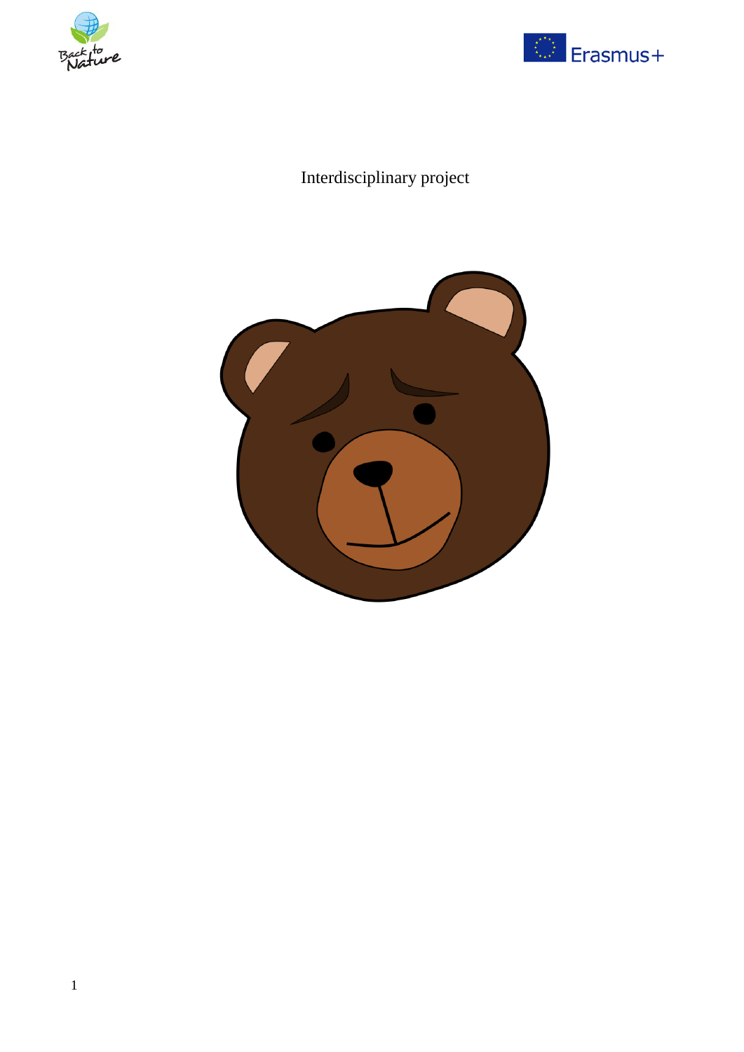Interdisciplinary project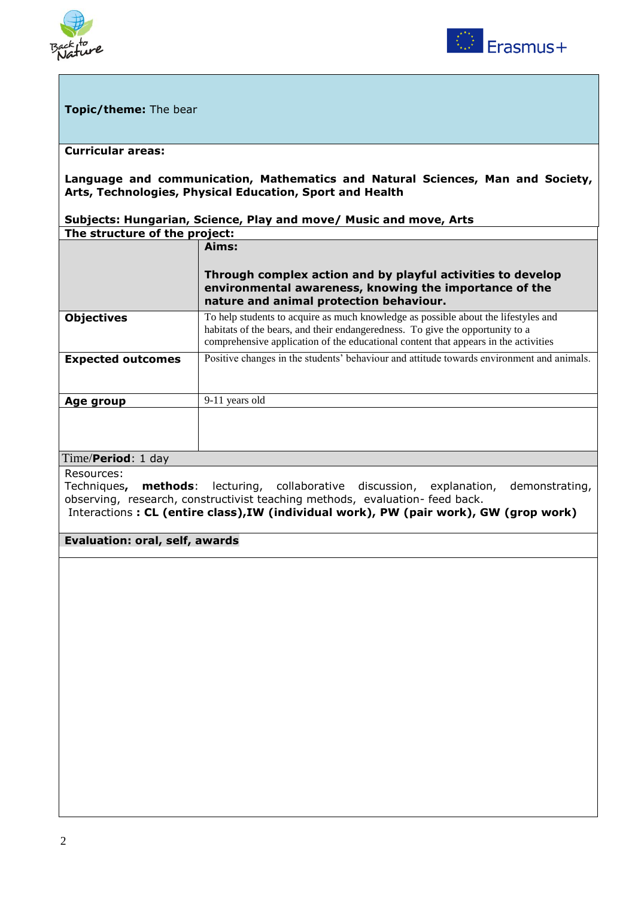**Topic/theme:** The bear

**Curricular areas:**

**Language and communication, Mathematics and Natural Sciences, Man and Society, Arts, Technologies, Physical Education, Sport and Health**

**Subjects: Hungarian, Science, Play and move/ Music and move, Arts**

**The structure of the project:**

| | **Aims:** **Through complex action and by playful activities to develop environmental awareness, knowing the importance of the nature and animal protection behaviour.** |
|---|---|
| **Objectives** | To help students to acquire as much knowledge as possible about the lifestyles and habitats of the bears, and their endangeredness. To give the opportunity to a comprehensive application of the educational content that appears in the activities |
| **Expected outcomes** | Positive changes in the students' behaviour and attitude towards environment and animals. |
| **Age group** | 9-11 years old |
| | |

Time/**Period**: 1 day

Resources:
Techniques**, methods**: lecturing, collaborative discussion, explanation, demonstrating, observing, research, constructivist teaching methods, evaluation- feed back.
Interactions **: CL (entire class),IW (individual work), PW (pair work), GW (grop work)**

**Evaluation: oral, self, awards**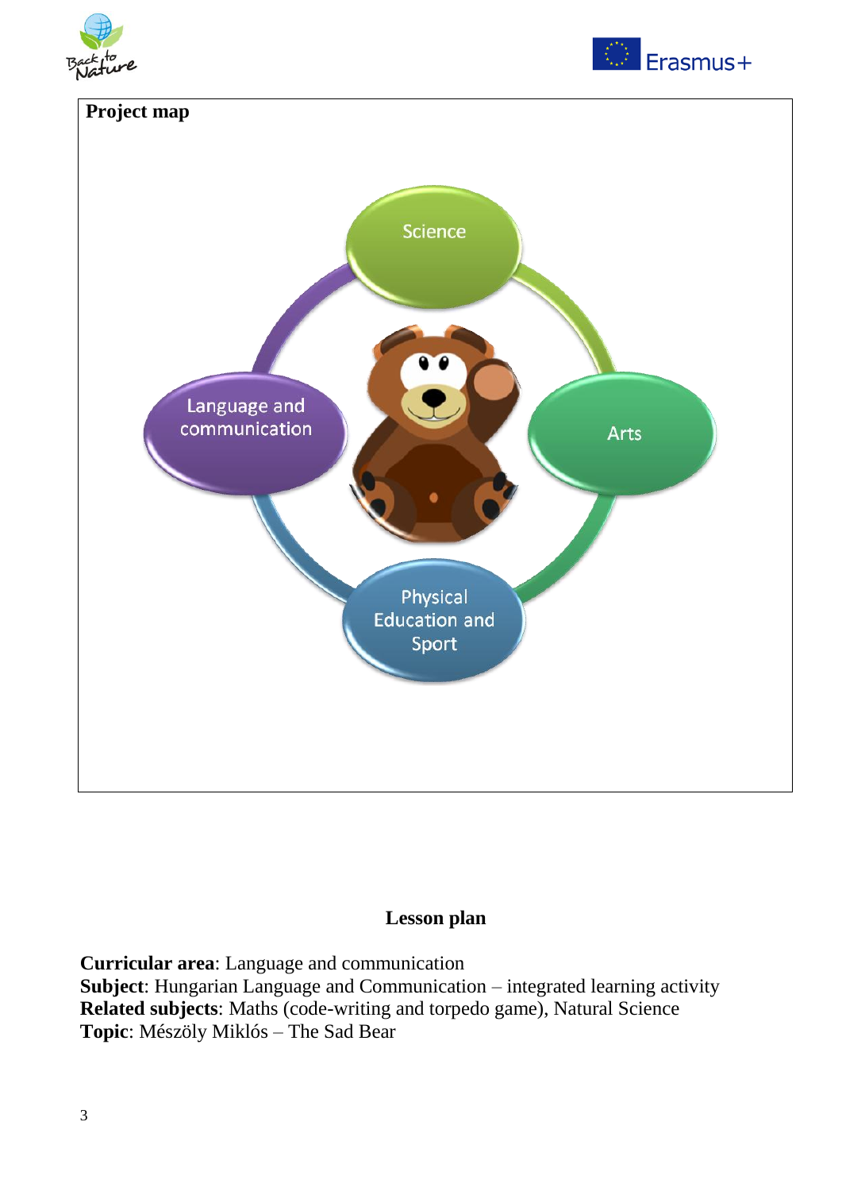**Project map**

Science

Language and communication

Arts

Physical Education and Sport

## Lesson plan

**Curricular area**: Language and communication
**Subject**: Hungarian Language and Communication – integrated learning activity
**Related subjects**: Maths (code-writing and torpedo game), Natural Science
**Topic**: Mészöly Miklós – The Sad Bear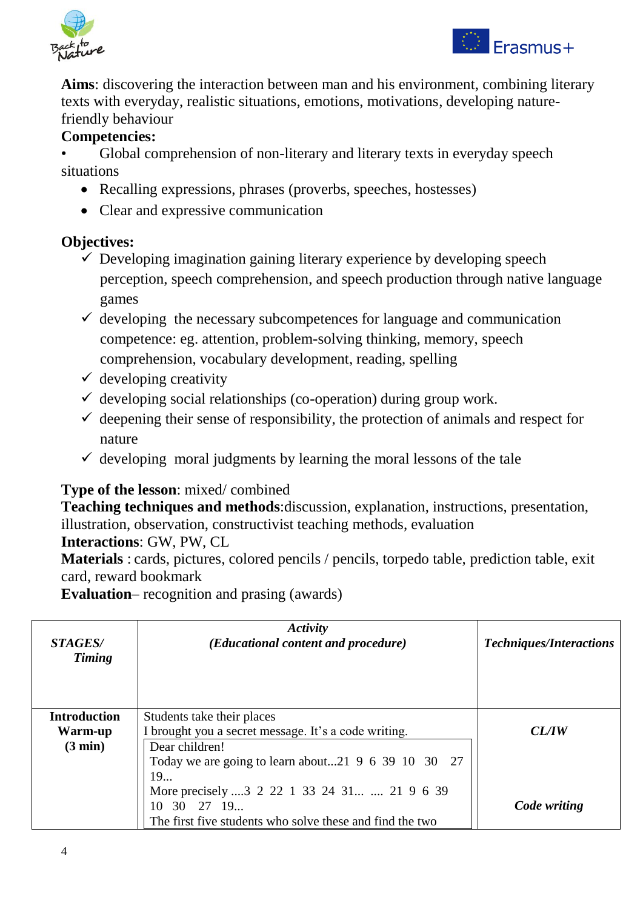**Aims**: discovering the interaction between man and his environment, combining literary texts with everyday, realistic situations, emotions, motivations, developing nature-friendly behaviour

**Competencies:**

- Global comprehension of non-literary and literary texts in everyday speech situations
- Recalling expressions, phrases (proverbs, speeches, hostesses)
- Clear and expressive communication

**Objectives:**

- ✓ Developing imagination gaining literary experience by developing speech perception, speech comprehension, and speech production through native language games
- ✓ developing the necessary subcompetences for language and communication competence: eg. attention, problem-solving thinking, memory, speech comprehension, vocabulary development, reading, spelling
- ✓ developing creativity
- ✓ developing social relationships (co-operation) during group work.
- ✓ deepening their sense of responsibility, the protection of animals and respect for nature
- ✓ developing moral judgments by learning the moral lessons of the tale

**Type of the lesson**: mixed/ combined
**Teaching techniques and methods**:discussion, explanation, instructions, presentation, illustration, observation, constructivist teaching methods, evaluation
**Interactions**: GW, PW, CL
**Materials** : cards, pictures, colored pencils / pencils, torpedo table, prediction table, exit card, reward bookmark
**Evaluation**– recognition and prasing (awards)

| ***STAGES/ Timing*** | ***Activity (Educational content and procedure)*** | ***Techniques/Interactions*** |
|---|---|---|
| **Introduction Warm-up (3 min)** | Students take their places<br>I brought you a secret message. It's a code writing.<br>Dear children!<br>Today we are going to learn about...21 9 6 39 10 30 27 19...<br>More precisely ....3 2 22 1 33 24 31... .... 21 9 6 39 10 30 27 19...<br>The first five students who solve these and find the two | ***CL/IW***<br><br>***Code writing*** |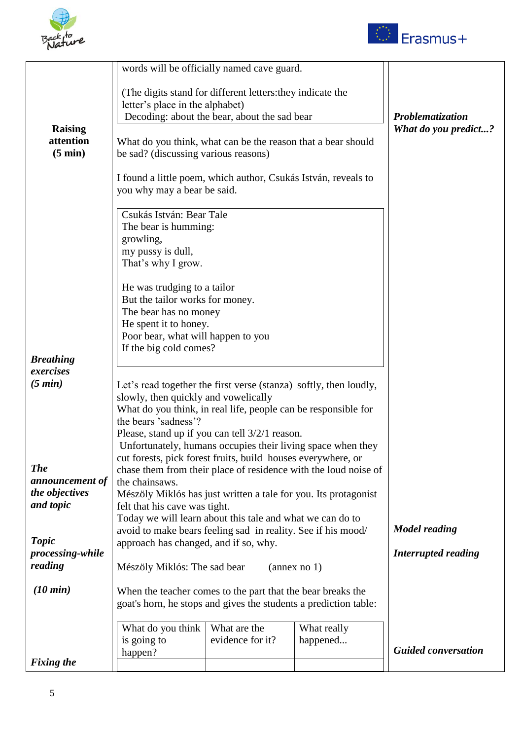| | | |
|---|---|---|
| **Raising attention (5 min)** | words will be officially named cave guard.<br><br>(The digits stand for different letters:they indicate the letter's place in the alphabet)<br>Decoding: about the bear, about the sad bear<br><br>What do you think, what can be the reason that a bear should be sad? (discussing various reasons)<br><br>I found a little poem, which author, Csukás István, reveals to you why may a bear be said.<br><br>Csukás István: Bear Tale<br>The bear is humming:<br>growling,<br>my pussy is dull,<br>That's why I grow.<br><br>He was trudging to a tailor<br>But the tailor works for money.<br>The bear has no money<br>He spent it to honey.<br>Poor bear, what will happen to you<br>If the big cold comes? | ***Problematization*** ***What do you predict...?*** |
| ***Breathing exercises (5 min)*** | Let's read together the first verse (stanza) softly, then loudly, slowly, then quickly and vowelically<br>What do you think, in real life, people can be responsible for the bears 'sadness'?<br>Please, stand up if you can tell 3/2/1 reason.<br>Unfortunately, humans occupies their living space when they cut forests, pick forest fruits, build houses everywhere, or chase them from their place of residence with the loud noise of the chainsaws. | |
| ***The announcement of the objectives and topic*** | Mészöly Miklós has just written a tale for you. Its protagonist felt that his cave was tight.<br>Today we will learn about this tale and what we can do to avoid to make bears feeling sad in reality. See if his mood/ approach has changed, and if so, why. | ***Model reading*** |
| ***Topic processing-while reading (10 min)*** | Mészöly Miklós: The sad bear (annex no 1)<br><br>When the teacher comes to the part that the bear breaks the goat's horn, he stops and gives the students a prediction table: | ***Interrupted reading*** |
| ***Fixing the*** | | ***Guided conversation*** |

| What do you think is going to happen? | What are the evidence for it? | What really happened... |
|---|---|---|
| | | |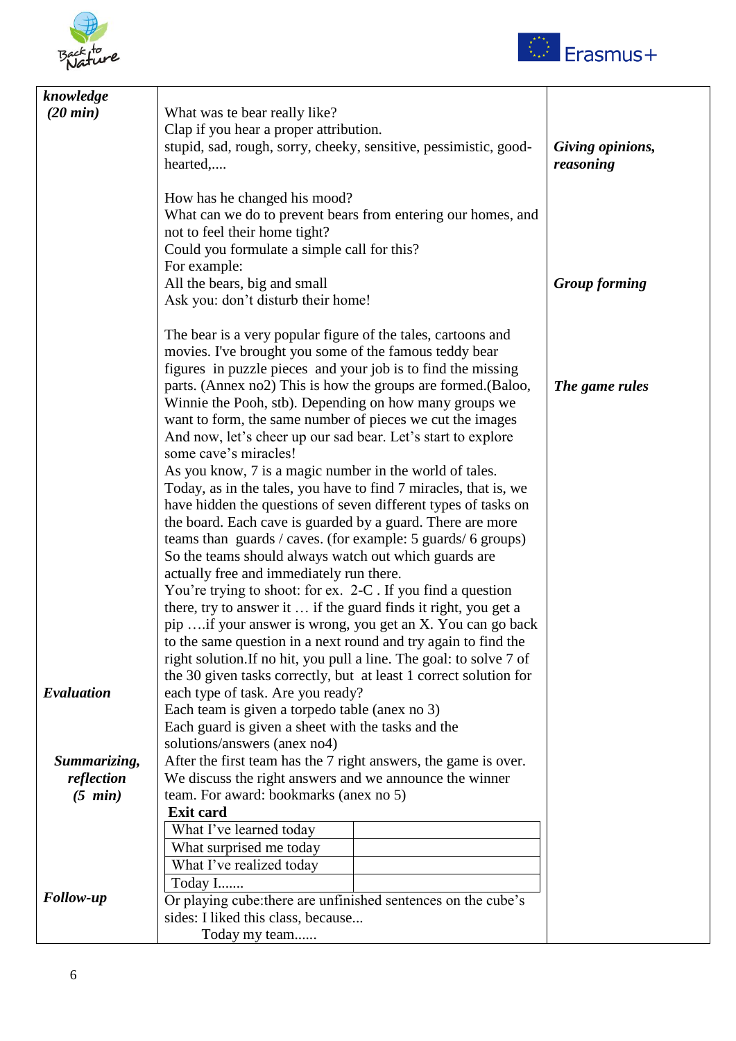| | | |
|---|---|---|
| ***knowledge* *(20 min)*** | What was te bear really like?<br>Clap if you hear a proper attribution.<br>stupid, sad, rough, sorry, cheeky, sensitive, pessimistic, good-hearted,....<br><br>How has he changed his mood?<br>What can we do to prevent bears from entering our homes, and not to feel their home tight?<br>Could you formulate a simple call for this?<br>For example:<br>All the bears, big and small<br>Ask you: don't disturb their home!<br><br>The bear is a very popular figure of the tales, cartoons and movies. I've brought you some of the famous teddy bear figures in puzzle pieces and your job is to find the missing parts. (Annex no2) This is how the groups are formed.(Baloo, Winnie the Pooh, stb). Depending on how many groups we want to form, the same number of pieces we cut the images<br>And now, let's cheer up our sad bear. Let's start to explore some cave's miracles!<br>As you know, 7 is a magic number in the world of tales. Today, as in the tales, you have to find 7 miracles, that is, we have hidden the questions of seven different types of tasks on the board. Each cave is guarded by a guard. There are more teams than guards / caves. (for example: 5 guards/ 6 groups) So the teams should always watch out which guards are actually free and immediately run there.<br>You're trying to shoot: for ex. 2-C . If you find a question there, try to answer it … if the guard finds it right, you get a pip ….if your answer is wrong, you get an X. You can go back to the same question in a next round and try again to find the right solution.If no hit, you pull a line. The goal: to solve 7 of the 30 given tasks correctly, but at least 1 correct solution for each type of task. Are you ready? | ***Giving opinions, reasoning***<br><br>***Group forming***<br><br>***The game rules*** |
| ***Evaluation*** | Each team is given a torpedo table (anex no 3)<br>Each guard is given a sheet with the tasks and the solutions/answers (anex no4) | |
| ***Summarizing, reflection* *(5 min)*** | After the first team has the 7 right answers, the game is over.<br>We discuss the right answers and we announce the winner team. For award: bookmarks (anex no 5)<br>**Exit card**<br>What I've learned today \|<br>What surprised me today \|<br>What I've realized today \|<br>Today I....... \| | |
| ***Follow-up*** | Or playing cube:there are unfinished sentences on the cube's sides: I liked this class, because...<br>Today my team...... | |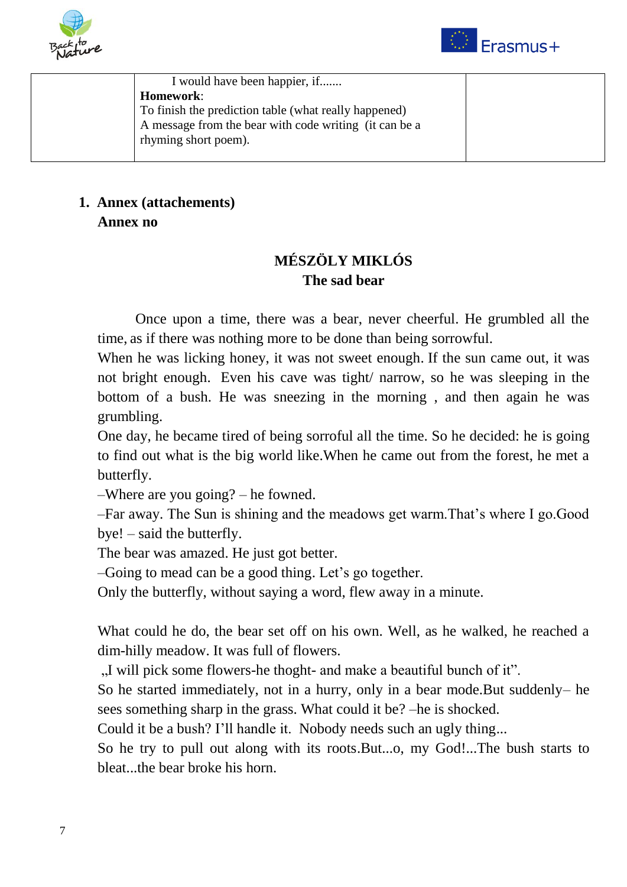|  | I would have been happier, if.......<br>**Homework**:<br>To finish the prediction table (what really happened)<br>A message from the bear with code writing (it can be a rhyming short poem). |  |
|---|---|---|

1. **Annex (attachements)**
   **Annex no**

**MÉSZÖLY MIKLÓS**
**The sad bear**

Once upon a time, there was a bear, never cheerful. He grumbled all the time, as if there was nothing more to be done than being sorrowful.
When he was licking honey, it was not sweet enough. If the sun came out, it was not bright enough. Even his cave was tight/ narrow, so he was sleeping in the bottom of a bush. He was sneezing in the morning , and then again he was grumbling.
One day, he became tired of being sorroful all the time. So he decided: he is going to find out what is the big world like.When he came out from the forest, he met a butterfly.
–Where are you going? – he fowned.
–Far away. The Sun is shining and the meadows get warm.That's where I go.Good bye! – said the butterfly.
The bear was amazed. He just got better.
–Going to mead can be a good thing. Let's go together.
Only the butterfly, without saying a word, flew away in a minute.

What could he do, the bear set off on his own. Well, as he walked, he reached a dim-hilly meadow. It was full of flowers.
„I will pick some flowers-he thoght- and make a beautiful bunch of it".
So he started immediately, not in a hurry, only in a bear mode.But suddenly– he sees something sharp in the grass. What could it be? –he is shocked.
Could it be a bush? I'll handle it. Nobody needs such an ugly thing...
So he try to pull out along with its roots.But...o, my God!...The bush starts to bleat...the bear broke his horn.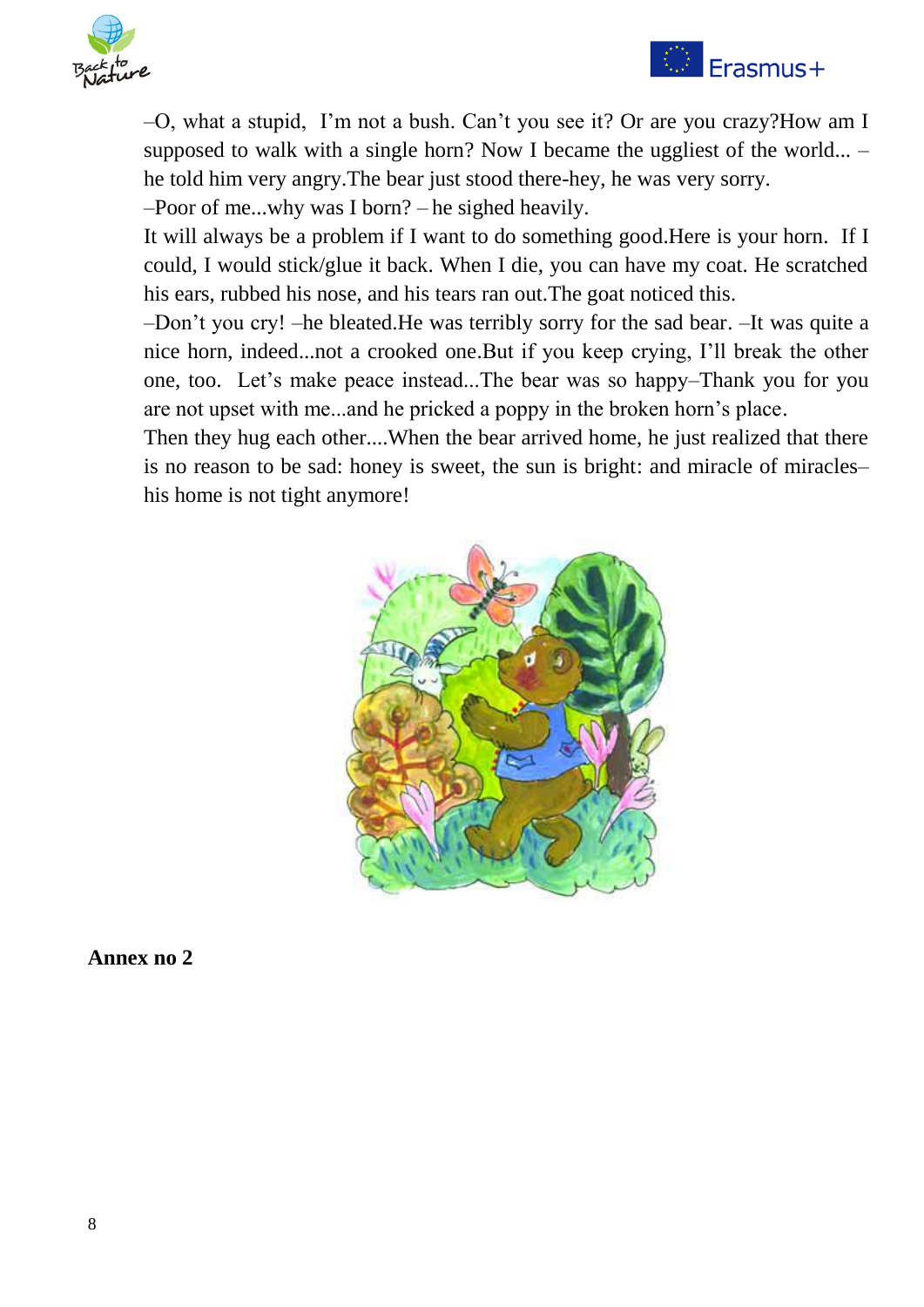–O, what a stupid,  I'm not a bush. Can't you see it? Or are you crazy?How am I supposed to walk with a single horn? Now I became the uggliest of the world... – he told him very angry.The bear just stood there-hey, he was very sorry.

–Poor of me...why was I born? – he sighed heavily.

It will always be a problem if I want to do something good.Here is your horn.  If I could, I would stick/glue it back. When I die, you can have my coat. He scratched his ears, rubbed his nose, and his tears ran out.The goat noticed this.

–Don't you cry! –he bleated.He was terribly sorry for the sad bear. –It was quite a nice horn, indeed...not a crooked one.But if you keep crying, I'll break the other one, too.  Let's make peace instead...The bear was so happy–Thank you for you are not upset with me...and he pricked a poppy in the broken horn's place.

Then they hug each other....When the bear arrived home, he just realized that there is no reason to be sad: honey is sweet, the sun is bright: and miracle of miracles–his home is not tight anymore!

**Annex no 2**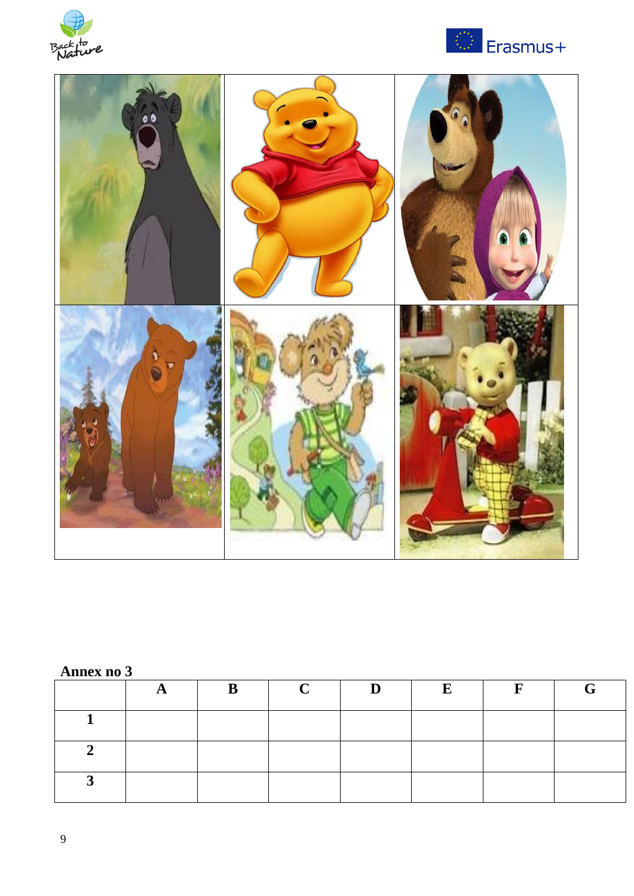**Annex no 3**

| | A | B | C | D | E | F | G |
|---|---|---|---|---|---|---|---|
| 1 | | | | | | | |
| 2 | | | | | | | |
| 3 | | | | | | | |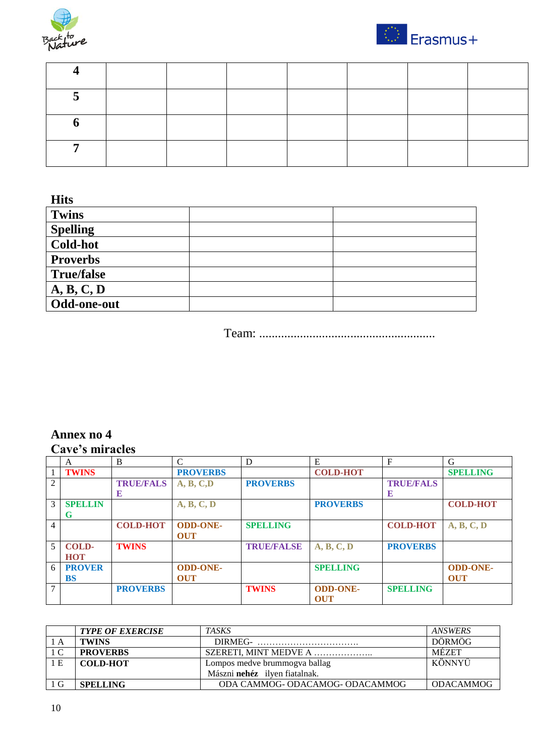| 4 | | | | | | | |
|---|---|---|---|---|---|---|---|
| 5 | | | | | | | |
| 6 | | | | | | | |
| 7 | | | | | | | |

**Hits**

| **Twins** | | |
|---|---|---|
| **Spelling** | | |
| **Cold-hot** | | |
| **Proverbs** | | |
| **True/false** | | |
| **A, B, C, D** | | |
| **Odd-one-out** | | |

Team: ........................................................

## Annex no 4

## Cave's miracles

| | A | B | C | D | E | F | G |
|---|---|---|---|---|---|---|---|
| 1 | **TWINS** | | **PROVERBS** | | **COLD-HOT** | | **SPELLING** |
| 2 | | **TRUE/FALSE** | **A, B, C,D** | **PROVERBS** | | **TRUE/FALSE** | |
| 3 | **SPELLING** | | **A, B, C, D** | | **PROVERBS** | | **COLD-HOT** |
| 4 | | **COLD-HOT** | **ODD-ONE-OUT** | **SPELLING** | | **COLD-HOT** | **A, B, C, D** |
| 5 | **COLD-HOT** | **TWINS** | | **TRUE/FALSE** | **A, B, C, D** | **PROVERBS** | |
| 6 | **PROVERBS** | | **ODD-ONE-OUT** | | **SPELLING** | | **ODD-ONE-OUT** |
| 7 | | **PROVERBS** | | **TWINS** | **ODD-ONE-OUT** | **SPELLING** | |

| | ***TYPE OF EXERCISE*** | *TASKS* | *ANSWERS* |
|---|---|---|---|
| 1 A | **TWINS** | DIRMEG- ……………………………. | DÖRMÖG |
| 1 C | **PROVERBS** | SZERETI, MINT MEDVE A ……………….. | MÉZET |
| 1 E | **COLD-HOT** | Lompos medve brummogva ballag<br>Mászni **nehéz** ilyen fiatalnak. | KÖNNYŰ |
| 1 G | **SPELLING** | ODA CAMMOG- ODACAMOG- ODACAMMOG | ODACAMMOG |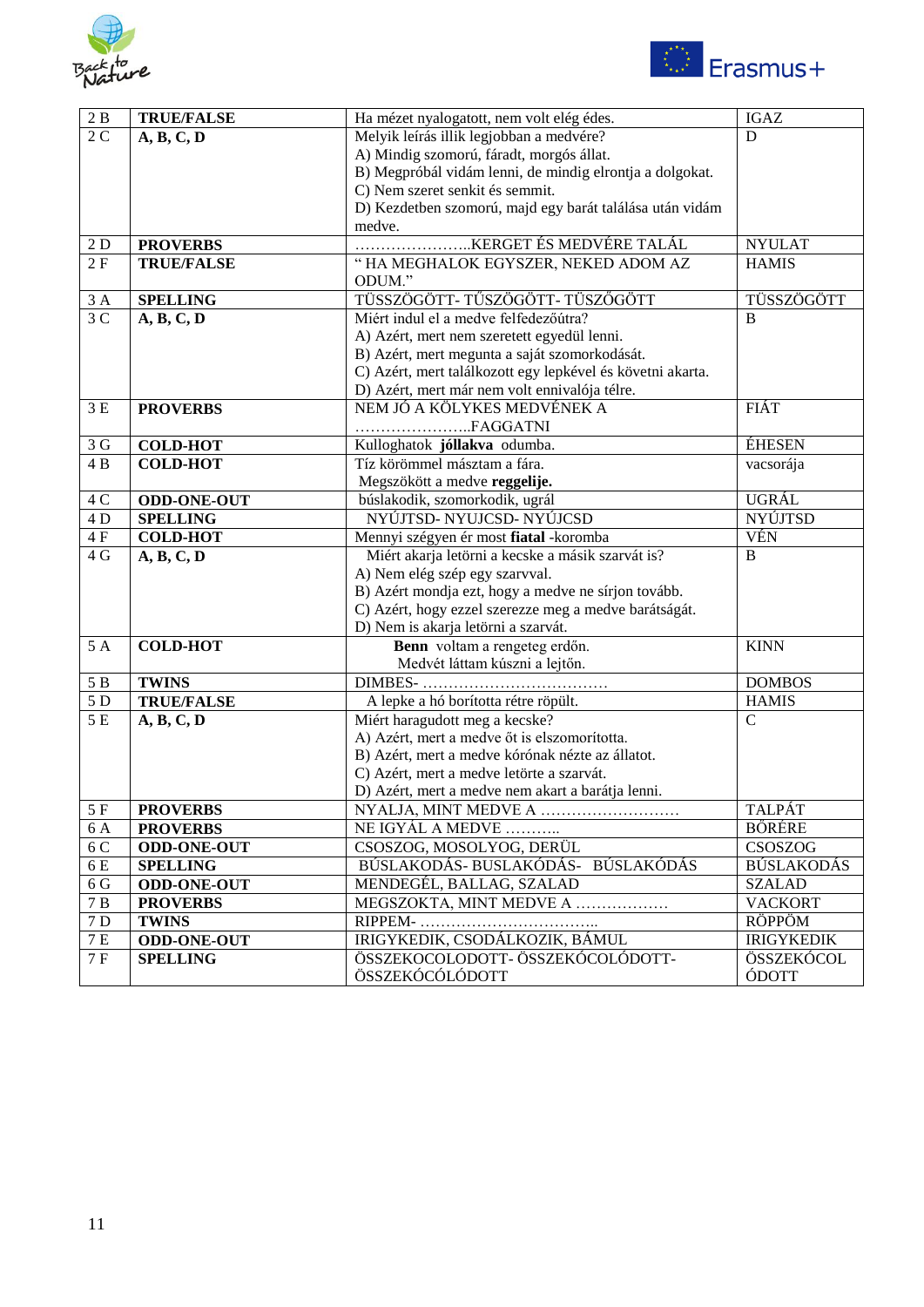| 2 B | **TRUE/FALSE** | Ha mézet nyalogatott, nem volt elég édes. | IGAZ |
|---|---|---|---|
| 2 C | **A, B, C, D** | Melyik leírás illik legjobban a medvére?<br>A) Mindig szomorú, fáradt, morgós állat.<br>B) Megpróbál vidám lenni, de mindig elrontja a dolgokat.<br>C) Nem szeret senkit és semmit.<br>D) Kezdetben szomorú, majd egy barát találása után vidám medve. | D |
| 2 D | **PROVERBS** | …………………..KERGET ÉS MEDVÉRE TALÁL | NYULAT |
| 2 F | **TRUE/FALSE** | " HA MEGHALOK EGYSZER, NEKED ADOM AZ ODUM." | HAMIS |
| 3 A | **SPELLING** | TÜSSZÖGÖTT- TŰSZÖGÖTT- TÜSZŐGÖTT | TÜSSZÖGÖTT |
| 3 C | **A, B, C, D** | Miért indul el a medve felfedezőútra?<br>A) Azért, mert nem szeretett egyedül lenni.<br>B) Azért, mert megunta a saját szomorkodását.<br>C) Azért, mert találkozott egy lepkével és követni akarta.<br>D) Azért, mert már nem volt ennivalója télre. | B |
| 3 E | **PROVERBS** | NEM JÓ A KÖLYKES MEDVÉNEK A …………………..FAGGATNI | FIÁT |
| 3 G | **COLD-HOT** | Kulloghatok **jóllakva** odumba. | ÉHESEN |
| 4 B | **COLD-HOT** | Tíz körömmel másztam a fára.<br>Megszökött a medve **reggelije.** | vacsorája |
| 4 C | **ODD-ONE-OUT** | búslakodik, szomorkodik, ugrál | UGRÁL |
| 4 D | **SPELLING** | NYÚJTSD- NYUJCSD- NYÚJCSD | NYÚJTSD |
| 4 F | **COLD-HOT** | Mennyi szégyen ér most **fiatal** -koromba | VÉN |
| 4 G | **A, B, C, D** | Miért akarja letörni a kecske a másik szarvát is?<br>A) Nem elég szép egy szarvval.<br>B) Azért mondja ezt, hogy a medve ne sírjon tovább.<br>C) Azért, hogy ezzel szerezze meg a medve barátságát.<br>D) Nem is akarja letörni a szarvát. | B |
| 5 A | **COLD-HOT** | **Benn** voltam a rengeteg erdőn.<br>Medvét láttam kúszni a lejtőn. | KINN |
| 5 B | **TWINS** | DIMBES- ……………………………… | DOMBOS |
| 5 D | **TRUE/FALSE** | A lepke a hó borította rétre röpült. | HAMIS |
| 5 E | **A, B, C, D** | Miért haragudott meg a kecske?<br>A) Azért, mert a medve őt is elszomorította.<br>B) Azért, mert a medve kórónak nézte az állatot.<br>C) Azért, mert a medve letörte a szarvát.<br>D) Azért, mert a medve nem akart a barátja lenni. | C |
| 5 F | **PROVERBS** | NYALJA, MINT MEDVE A ……………………… | TALPÁT |
| 6 A | **PROVERBS** | NE IGYÁL A MEDVE ……….. | BŐRÉRE |
| 6 C | **ODD-ONE-OUT** | CSOSZOG, MOSOLYOG, DERÜL | CSOSZOG |
| 6 E | **SPELLING** | BÚSLAKODÁS- BUSLAKÓDÁS- BÚSLAKÓDÁS | BÚSLAKODÁS |
| 6 G | **ODD-ONE-OUT** | MENDEGÉL, BALLAG, SZALAD | SZALAD |
| 7 B | **PROVERBS** | MEGSZOKTA, MINT MEDVE A ……………… | VACKORT |
| 7 D | **TWINS** | RIPPEM- …………………………….. | RÖPPÖM |
| 7 E | **ODD-ONE-OUT** | IRIGYKEDIK, CSODÁLKOZIK, BÁMUL | IRIGYKEDIK |
| 7 F | **SPELLING** | ÖSSZEKOCOLODOTT- ÖSSZEKÓCOLÓDOTT- ÖSSZEKÓCÓLÓDOTT | ÖSSZEKÓCOLÓDOTT |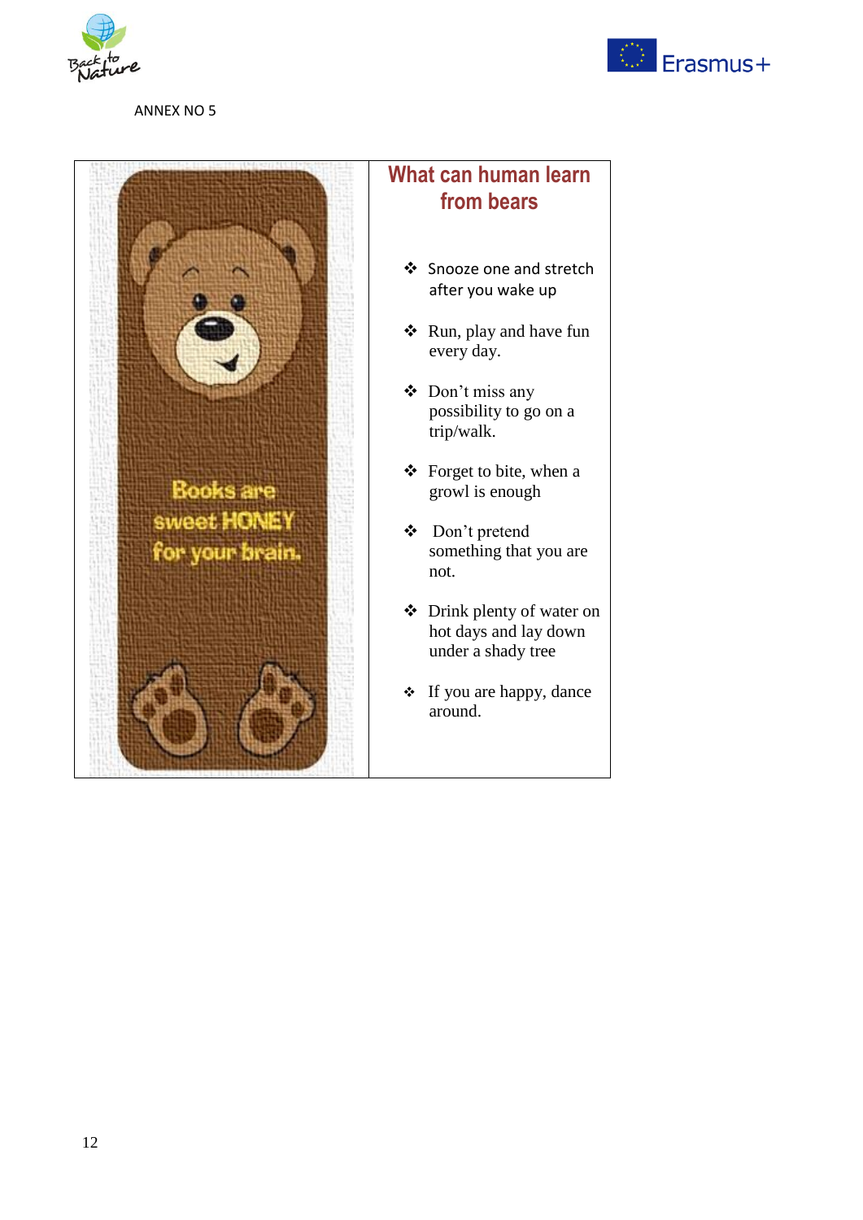ANNEX NO 5

## What can human learn from bears

- Snooze one and stretch after you wake up
- Run, play and have fun every day.
- Don't miss any possibility to go on a trip/walk.
- Forget to bite, when a growl is enough
- Don't pretend something that you are not.
- Drink plenty of water on hot days and lay down under a shady tree
- If you are happy, dance around.